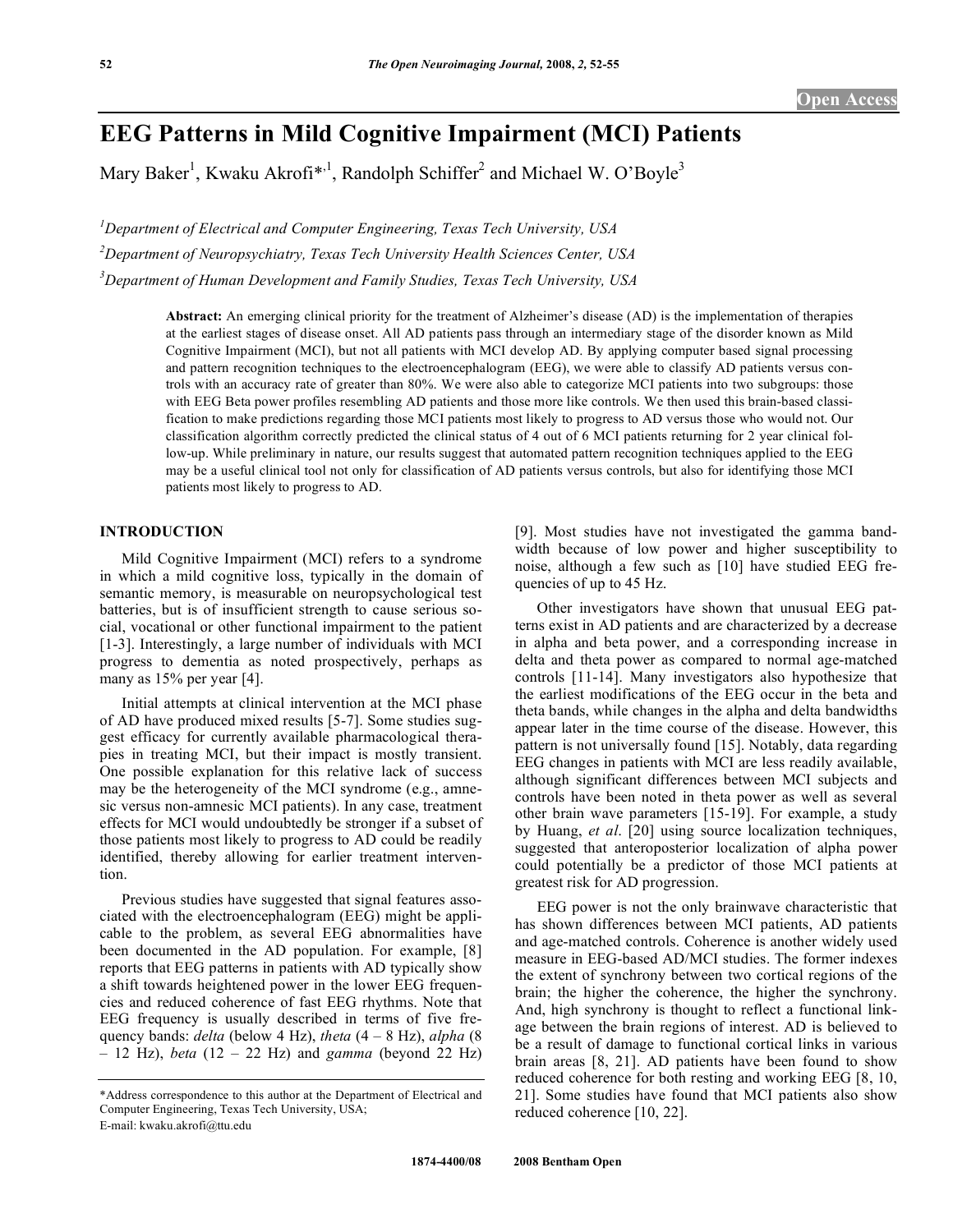Open Access

# EEG Patterns in Mild Cognitive Impairment (MCI) Patients

Mary Baker[1], Kwaku Akrofi*[,1], Randolph Schiffer[2] and Michael W. O'Boyle[3]

[1]*Department of Electrical and Computer Engineering, Texas Tech University, USA*

[2]*Department of Neuropsychiatry, Texas Tech University Health Sciences Center, USA*

[3]*Department of Human Development and Family Studies, Texas Tech University, USA*

**Abstract:** An emerging clinical priority for the treatment of Alzheimer's disease (AD) is the implementation of therapies at the earliest stages of disease onset. All AD patients pass through an intermediary stage of the disorder known as Mild Cognitive Impairment (MCI), but not all patients with MCI develop AD. By applying computer based signal processing and pattern recognition techniques to the electroencephalogram (EEG), we were able to classify AD patients versus controls with an accuracy rate of greater than 80%. We were also able to categorize MCI patients into two subgroups: those with EEG Beta power profiles resembling AD patients and those more like controls. We then used this brain-based classification to make predictions regarding those MCI patients most likely to progress to AD versus those who would not. Our classification algorithm correctly predicted the clinical status of 4 out of 6 MCI patients returning for 2 year clinical follow-up. While preliminary in nature, our results suggest that automated pattern recognition techniques applied to the EEG may be a useful clinical tool not only for classification of AD patients versus controls, but also for identifying those MCI patients most likely to progress to AD.

## INTRODUCTION

Mild Cognitive Impairment (MCI) refers to a syndrome in which a mild cognitive loss, typically in the domain of semantic memory, is measurable on neuropsychological test batteries, but is of insufficient strength to cause serious social, vocational or other functional impairment to the patient [1-3]. Interestingly, a large number of individuals with MCI progress to dementia as noted prospectively, perhaps as many as 15% per year [4].

Initial attempts at clinical intervention at the MCI phase of AD have produced mixed results [5-7]. Some studies suggest efficacy for currently available pharmacological therapies in treating MCI, but their impact is mostly transient. One possible explanation for this relative lack of success may be the heterogeneity of the MCI syndrome (e.g., amnesic versus non-amnesic MCI patients). In any case, treatment effects for MCI would undoubtedly be stronger if a subset of those patients most likely to progress to AD could be readily identified, thereby allowing for earlier treatment intervention.

Previous studies have suggested that signal features associated with the electroencephalogram (EEG) might be applicable to the problem, as several EEG abnormalities have been documented in the AD population. For example, [8] reports that EEG patterns in patients with AD typically show a shift towards heightened power in the lower EEG frequencies and reduced coherence of fast EEG rhythms. Note that EEG frequency is usually described in terms of five frequency bands: *delta* (below 4 Hz), *theta* (4 – 8 Hz), *alpha* (8 – 12 Hz), *beta* (12 – 22 Hz) and *gamma* (beyond 22 Hz) [9]. Most studies have not investigated the gamma bandwidth because of low power and higher susceptibility to noise, although a few such as [10] have studied EEG frequencies of up to 45 Hz.

Other investigators have shown that unusual EEG patterns exist in AD patients and are characterized by a decrease in alpha and beta power, and a corresponding increase in delta and theta power as compared to normal age-matched controls [11-14]. Many investigators also hypothesize that the earliest modifications of the EEG occur in the beta and theta bands, while changes in the alpha and delta bandwidths appear later in the time course of the disease. However, this pattern is not universally found [15]. Notably, data regarding EEG changes in patients with MCI are less readily available, although significant differences between MCI subjects and controls have been noted in theta power as well as several other brain wave parameters [15-19]. For example, a study by Huang, *et al*. [20] using source localization techniques, suggested that anteroposterior localization of alpha power could potentially be a predictor of those MCI patients at greatest risk for AD progression.

EEG power is not the only brainwave characteristic that has shown differences between MCI patients, AD patients and age-matched controls. Coherence is another widely used measure in EEG-based AD/MCI studies. The former indexes the extent of synchrony between two cortical regions of the brain; the higher the coherence, the higher the synchrony. And, high synchrony is thought to reflect a functional linkage between the brain regions of interest. AD is believed to be a result of damage to functional cortical links in various brain areas [8, 21]. AD patients have been found to show reduced coherence for both resting and working EEG [8, 10, 21]. Some studies have found that MCI patients also show reduced coherence [10, 22].

*Address correspondence to this author at the Department of Electrical and Computer Engineering, Texas Tech University, USA;
E-mail: kwaku.akrofi@ttu.edu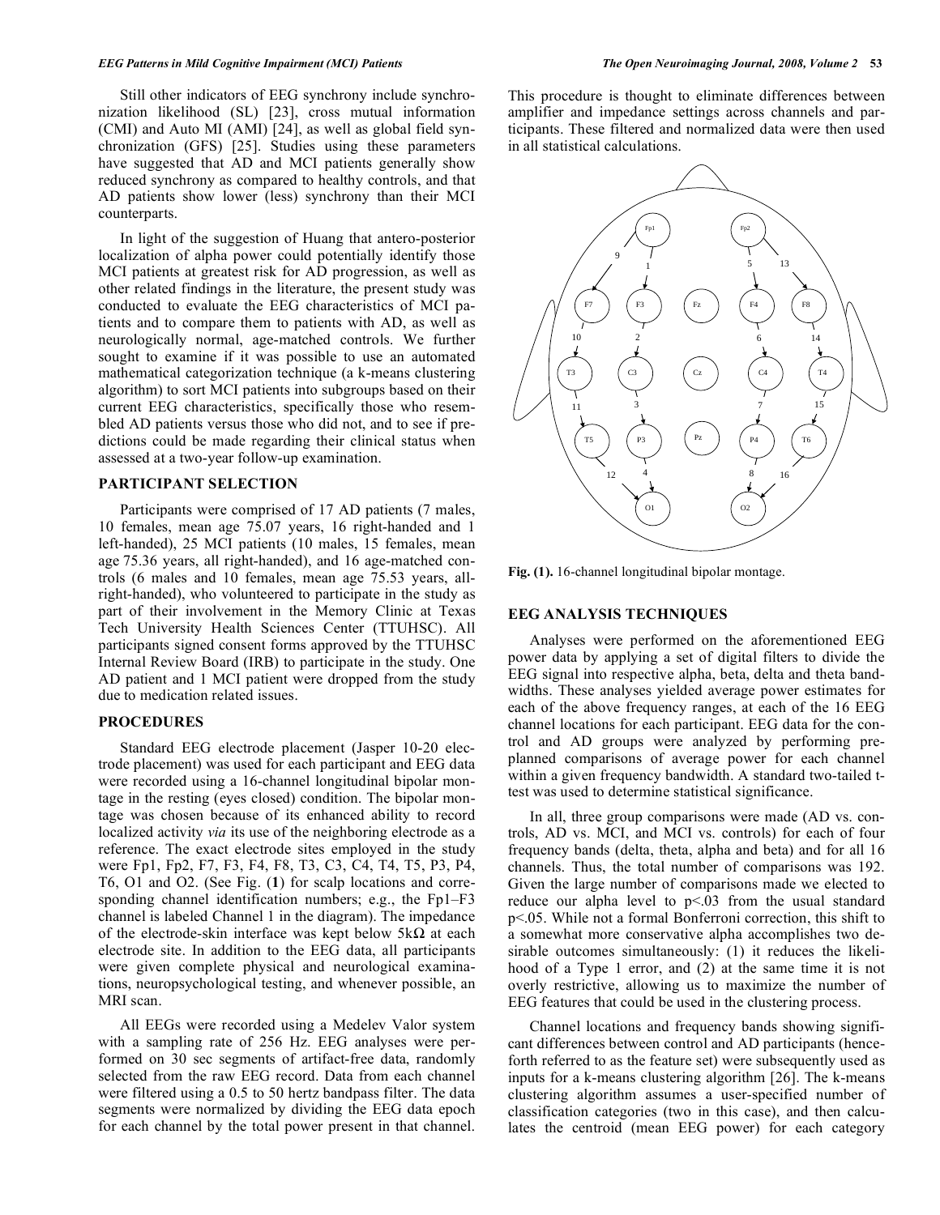Still other indicators of EEG synchrony include synchronization likelihood (SL) [23], cross mutual information (CMI) and Auto MI (AMI) [24], as well as global field synchronization (GFS) [25]. Studies using these parameters have suggested that AD and MCI patients generally show reduced synchrony as compared to healthy controls, and that AD patients show lower (less) synchrony than their MCI counterparts.

In light of the suggestion of Huang that antero-posterior localization of alpha power could potentially identify those MCI patients at greatest risk for AD progression, as well as other related findings in the literature, the present study was conducted to evaluate the EEG characteristics of MCI patients and to compare them to patients with AD, as well as neurologically normal, age-matched controls. We further sought to examine if it was possible to use an automated mathematical categorization technique (a k-means clustering algorithm) to sort MCI patients into subgroups based on their current EEG characteristics, specifically those who resembled AD patients versus those who did not, and to see if predictions could be made regarding their clinical status when assessed at a two-year follow-up examination.

## PARTICIPANT SELECTION

Participants were comprised of 17 AD patients (7 males, 10 females, mean age 75.07 years, 16 right-handed and 1 left-handed), 25 MCI patients (10 males, 15 females, mean age 75.36 years, all right-handed), and 16 age-matched controls (6 males and 10 females, mean age 75.53 years, all-right-handed), who volunteered to participate in the study as part of their involvement in the Memory Clinic at Texas Tech University Health Sciences Center (TTUHSC). All participants signed consent forms approved by the TTUHSC Internal Review Board (IRB) to participate in the study. One AD patient and 1 MCI patient were dropped from the study due to medication related issues.

## PROCEDURES

Standard EEG electrode placement (Jasper 10-20 electrode placement) was used for each participant and EEG data were recorded using a 16-channel longitudinal bipolar montage in the resting (eyes closed) condition. The bipolar montage was chosen because of its enhanced ability to record localized activity *via* its use of the neighboring electrode as a reference. The exact electrode sites employed in the study were Fp1, Fp2, F7, F3, F4, F8, T3, C3, C4, T4, T5, P3, P4, T6, O1 and O2. (See Fig. (**1**) for scalp locations and corresponding channel identification numbers; e.g., the Fp1–F3 channel is labeled Channel 1 in the diagram). The impedance of the electrode-skin interface was kept below 5kΩ at each electrode site. In addition to the EEG data, all participants were given complete physical and neurological examinations, neuropsychological testing, and whenever possible, an MRI scan.

All EEGs were recorded using a Medelev Valor system with a sampling rate of 256 Hz. EEG analyses were performed on 30 sec segments of artifact-free data, randomly selected from the raw EEG record. Data from each channel were filtered using a 0.5 to 50 hertz bandpass filter. The data segments were normalized by dividing the EEG data epoch for each channel by the total power present in that channel. This procedure is thought to eliminate differences between amplifier and impedance settings across channels and participants. These filtered and normalized data were then used in all statistical calculations.

**Fig. (1).** 16-channel longitudinal bipolar montage.

## EEG ANALYSIS TECHNIQUES

Analyses were performed on the aforementioned EEG power data by applying a set of digital filters to divide the EEG signal into respective alpha, beta, delta and theta bandwidths. These analyses yielded average power estimates for each of the above frequency ranges, at each of the 16 EEG channel locations for each participant. EEG data for the control and AD groups were analyzed by performing preplanned comparisons of average power for each channel within a given frequency bandwidth. A standard two-tailed t-test was used to determine statistical significance.

In all, three group comparisons were made (AD vs. controls, AD vs. MCI, and MCI vs. controls) for each of four frequency bands (delta, theta, alpha and beta) and for all 16 channels. Thus, the total number of comparisons was 192. Given the large number of comparisons made we elected to reduce our alpha level to $p<.03$ from the usual standard $p<.05$. While not a formal Bonferroni correction, this shift to a somewhat more conservative alpha accomplishes two desirable outcomes simultaneously: (1) it reduces the likelihood of a Type 1 error, and (2) at the same time it is not overly restrictive, allowing us to maximize the number of EEG features that could be used in the clustering process.

Channel locations and frequency bands showing significant differences between control and AD participants (henceforth referred to as the feature set) were subsequently used as inputs for a k-means clustering algorithm [26]. The k-means clustering algorithm assumes a user-specified number of classification categories (two in this case), and then calculates the centroid (mean EEG power) for each category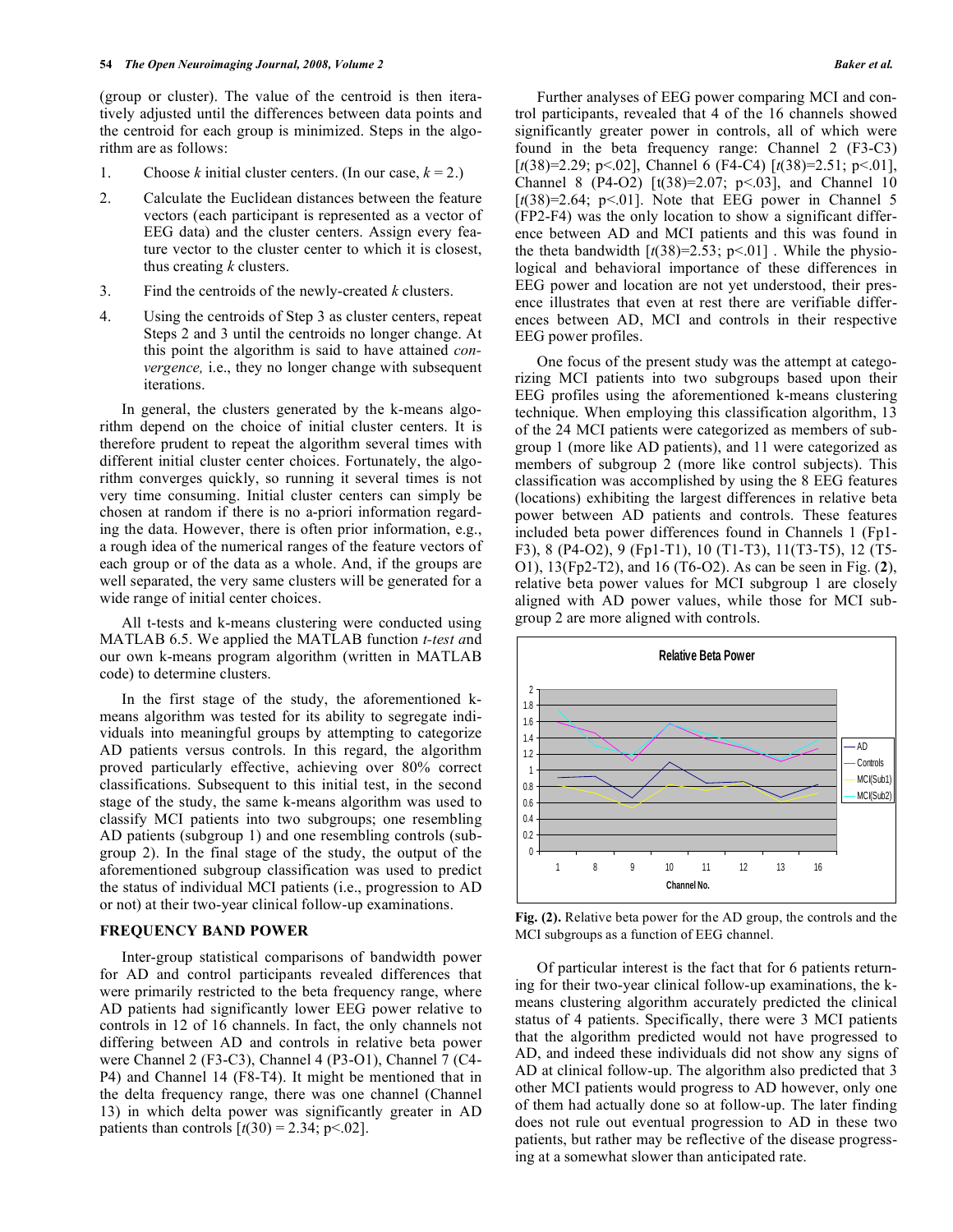(group or cluster). The value of the centroid is then iteratively adjusted until the differences between data points and the centroid for each group is minimized. Steps in the algorithm are as follows:

1. Choose $k$ initial cluster centers. (In our case, $k = 2$.)
2. Calculate the Euclidean distances between the feature vectors (each participant is represented as a vector of EEG data) and the cluster centers. Assign every feature vector to the cluster center to which it is closest, thus creating $k$ clusters.
3. Find the centroids of the newly-created $k$ clusters.
4. Using the centroids of Step 3 as cluster centers, repeat Steps 2 and 3 until the centroids no longer change. At this point the algorithm is said to have attained *convergence,* i.e., they no longer change with subsequent iterations.

In general, the clusters generated by the k-means algorithm depend on the choice of initial cluster centers. It is therefore prudent to repeat the algorithm several times with different initial cluster center choices. Fortunately, the algorithm converges quickly, so running it several times is not very time consuming. Initial cluster centers can simply be chosen at random if there is no a-priori information regarding the data. However, there is often prior information, e.g., a rough idea of the numerical ranges of the feature vectors of each group or of the data as a whole. And, if the groups are well separated, the very same clusters will be generated for a wide range of initial center choices.

All t-tests and k-means clustering were conducted using MATLAB 6.5. We applied the MATLAB function *t-test a*nd our own k-means program algorithm (written in MATLAB code) to determine clusters.

In the first stage of the study, the aforementioned k-means algorithm was tested for its ability to segregate individuals into meaningful groups by attempting to categorize AD patients versus controls. In this regard, the algorithm proved particularly effective, achieving over 80% correct classifications. Subsequent to this initial test, in the second stage of the study, the same k-means algorithm was used to classify MCI patients into two subgroups; one resembling AD patients (subgroup 1) and one resembling controls (subgroup 2). In the final stage of the study, the output of the aforementioned subgroup classification was used to predict the status of individual MCI patients (i.e., progression to AD or not) at their two-year clinical follow-up examinations.

## FREQUENCY BAND POWER

Inter-group statistical comparisons of bandwidth power for AD and control participants revealed differences that were primarily restricted to the beta frequency range, where AD patients had significantly lower EEG power relative to controls in 12 of 16 channels. In fact, the only channels not differing between AD and controls in relative beta power were Channel 2 (F3-C3), Channel 4 (P3-O1), Channel 7 (C4-P4) and Channel 14 (F8-T4). It might be mentioned that in the delta frequency range, there was one channel (Channel 13) in which delta power was significantly greater in AD patients than controls [$t(30) = 2.34$; $p<.02$].

Further analyses of EEG power comparing MCI and control participants, revealed that 4 of the 16 channels showed significantly greater power in controls, all of which were found in the beta frequency range: Channel 2 (F3-C3) [$t(38)=2.29$; $p<.02$], Channel 6 (F4-C4) [$t(38)=2.51$; $p<.01$], Channel 8 (P4-O2) [$t(38)=2.07$; $p<.03$], and Channel 10 [$t(38)=2.64$; $p<.01$]. Note that EEG power in Channel 5 (FP2-F4) was the only location to show a significant difference between AD and MCI patients and this was found in the theta bandwidth [$t(38)=2.53$; $p<.01$] . While the physiological and behavioral importance of these differences in EEG power and location are not yet understood, their presence illustrates that even at rest there are verifiable differences between AD, MCI and controls in their respective EEG power profiles.

One focus of the present study was the attempt at categorizing MCI patients into two subgroups based upon their EEG profiles using the aforementioned k-means clustering technique. When employing this classification algorithm, 13 of the 24 MCI patients were categorized as members of subgroup 1 (more like AD patients), and 11 were categorized as members of subgroup 2 (more like control subjects). This classification was accomplished by using the 8 EEG features (locations) exhibiting the largest differences in relative beta power between AD patients and controls. These features included beta power differences found in Channels 1 (Fp1-F3), 8 (P4-O2), 9 (Fp1-T1), 10 (T1-T3), 11(T3-T5), 12 (T5-O1), 13(Fp2-T2), and 16 (T6-O2). As can be seen in Fig. (**2**), relative beta power values for MCI subgroup 1 are closely aligned with AD power values, while those for MCI subgroup 2 are more aligned with controls.

**Fig. (2).** Relative beta power for the AD group, the controls and the MCI subgroups as a function of EEG channel.

Of particular interest is the fact that for 6 patients returning for their two-year clinical follow-up examinations, the k-means clustering algorithm accurately predicted the clinical status of 4 patients. Specifically, there were 3 MCI patients that the algorithm predicted would not have progressed to AD, and indeed these individuals did not show any signs of AD at clinical follow-up. The algorithm also predicted that 3 other MCI patients would progress to AD however, only one of them had actually done so at follow-up. The later finding does not rule out eventual progression to AD in these two patients, but rather may be reflective of the disease progressing at a somewhat slower than anticipated rate.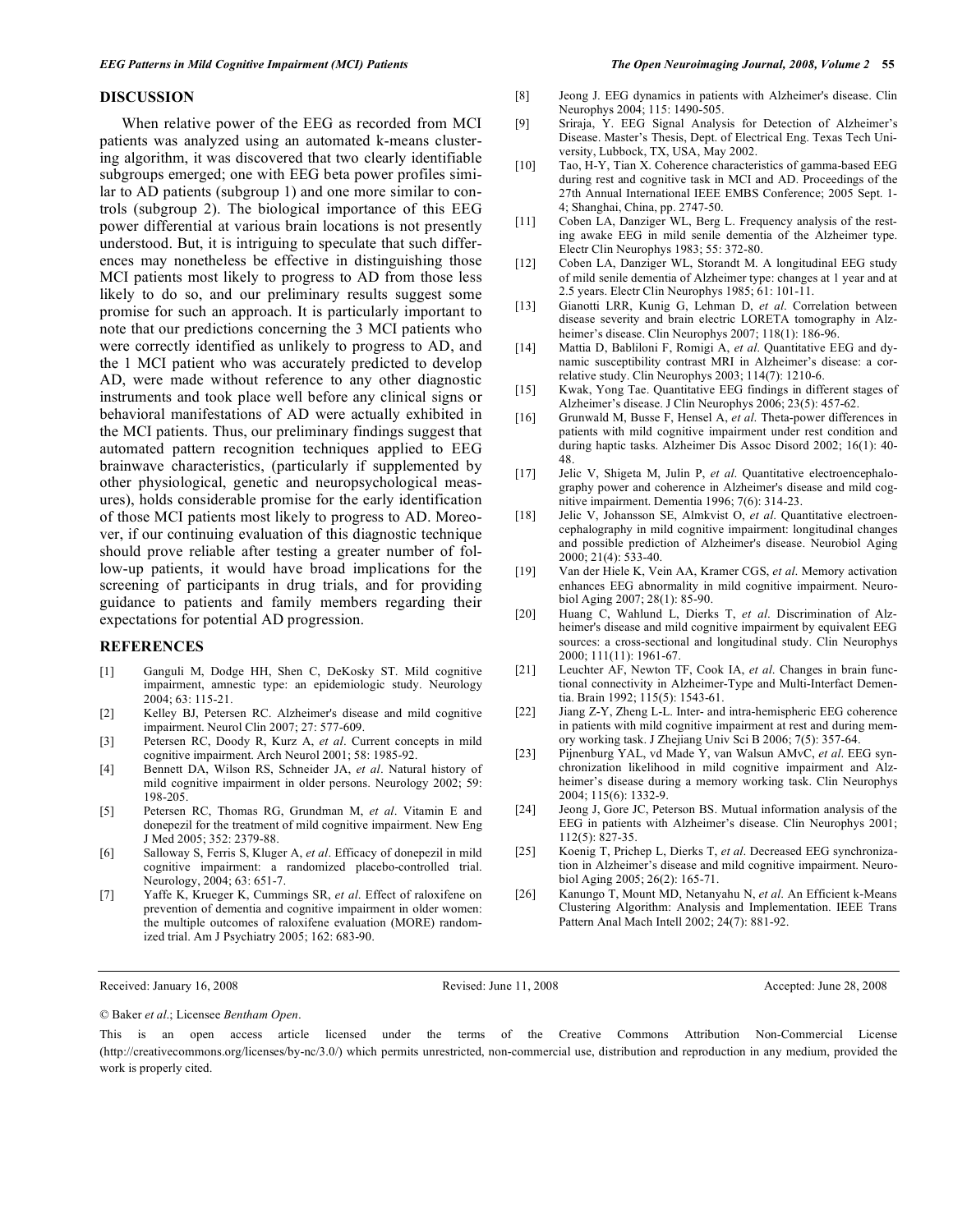## DISCUSSION

When relative power of the EEG as recorded from MCI patients was analyzed using an automated k-means clustering algorithm, it was discovered that two clearly identifiable subgroups emerged; one with EEG beta power profiles similar to AD patients (subgroup 1) and one more similar to controls (subgroup 2). The biological importance of this EEG power differential at various brain locations is not presently understood. But, it is intriguing to speculate that such differences may nonetheless be effective in distinguishing those MCI patients most likely to progress to AD from those less likely to do so, and our preliminary results suggest some promise for such an approach. It is particularly important to note that our predictions concerning the 3 MCI patients who were correctly identified as unlikely to progress to AD, and the 1 MCI patient who was accurately predicted to develop AD, were made without reference to any other diagnostic instruments and took place well before any clinical signs or behavioral manifestations of AD were actually exhibited in the MCI patients. Thus, our preliminary findings suggest that automated pattern recognition techniques applied to EEG brainwave characteristics, (particularly if supplemented by other physiological, genetic and neuropsychological measures), holds considerable promise for the early identification of those MCI patients most likely to progress to AD. Moreover, if our continuing evaluation of this diagnostic technique should prove reliable after testing a greater number of follow-up patients, it would have broad implications for the screening of participants in drug trials, and for providing guidance to patients and family members regarding their expectations for potential AD progression.

## REFERENCES

[1] Ganguli M, Dodge HH, Shen C, DeKosky ST. Mild cognitive impairment, amnestic type: an epidemiologic study. Neurology 2004; 63: 115-21.

[2] Kelley BJ, Petersen RC. Alzheimer's disease and mild cognitive impairment. Neurol Clin 2007; 27: 577-609.

[3] Petersen RC, Doody R, Kurz A, *et al*. Current concepts in mild cognitive impairment. Arch Neurol 2001; 58: 1985-92.

[4] Bennett DA, Wilson RS, Schneider JA, *et al*. Natural history of mild cognitive impairment in older persons. Neurology 2002; 59: 198-205.

[5] Petersen RC, Thomas RG, Grundman M, *et al*. Vitamin E and donepezil for the treatment of mild cognitive impairment. New Eng J Med 2005; 352: 2379-88.

[6] Salloway S, Ferris S, Kluger A, *et al*. Efficacy of donepezil in mild cognitive impairment: a randomized placebo-controlled trial. Neurology, 2004; 63: 651-7.

[7] Yaffe K, Krueger K, Cummings SR, *et al*. Effect of raloxifene on prevention of dementia and cognitive impairment in older women: the multiple outcomes of raloxifene evaluation (MORE) randomized trial. Am J Psychiatry 2005; 162: 683-90.

[8] Jeong J. EEG dynamics in patients with Alzheimer's disease. Clin Neurophys 2004; 115: 1490-505.

[9] Sriraja, Y. EEG Signal Analysis for Detection of Alzheimer's Disease. Master's Thesis, Dept. of Electrical Eng. Texas Tech University, Lubbock, TX, USA, May 2002.

[10] Tao, H-Y, Tian X. Coherence characteristics of gamma-based EEG during rest and cognitive task in MCI and AD. Proceedings of the 27th Annual International IEEE EMBS Conference; 2005 Sept. 1-4; Shanghai, China, pp. 2747-50.

[11] Coben LA, Danziger WL, Berg L. Frequency analysis of the resting awake EEG in mild senile dementia of the Alzheimer type. Electr Clin Neurophys 1983; 55: 372-80.

[12] Coben LA, Danziger WL, Storandt M. A longitudinal EEG study of mild senile dementia of Alzheimer type: changes at 1 year and at 2.5 years. Electr Clin Neurophys 1985; 61: 101-11.

[13] Gianotti LRR, Kunig G, Lehman D, *et al*. Correlation between disease severity and brain electric LORETA tomography in Alzheimer's disease. Clin Neurophys 2007; 118(1): 186-96.

[14] Mattia D, Babliloni F, Romigi A, *et al*. Quantitative EEG and dynamic susceptibility contrast MRI in Alzheimer's disease: a correlative study. Clin Neurophys 2003; 114(7): 1210-6.

[15] Kwak, Yong Tae. Quantitative EEG findings in different stages of Alzheimer's disease. J Clin Neurophys 2006; 23(5): 457-62.

[16] Grunwald M, Busse F, Hensel A, *et al*. Theta-power differences in patients with mild cognitive impairment under rest condition and during haptic tasks. Alzheimer Dis Assoc Disord 2002; 16(1): 40-48.

[17] Jelic V, Shigeta M, Julin P, *et al*. Quantitative electroencephalography power and coherence in Alzheimer's disease and mild cognitive impairment. Dementia 1996; 7(6): 314-23.

[18] Jelic V, Johansson SE, Almkvist O, *et al*. Quantitative electroencephalography in mild cognitive impairment: longitudinal changes and possible prediction of Alzheimer's disease. Neurobiol Aging 2000; 21(4): 533-40.

[19] Van der Hiele K, Vein AA, Kramer CGS, *et al*. Memory activation enhances EEG abnormality in mild cognitive impairment. Neurobiol Aging 2007; 28(1): 85-90.

[20] Huang C, Wahlund L, Dierks T, *et al*. Discrimination of Alzheimer's disease and mild cognitive impairment by equivalent EEG sources: a cross-sectional and longitudinal study. Clin Neurophys 2000; 111(11): 1961-67.

[21] Leuchter AF, Newton TF, Cook IA, *et al*. Changes in brain functional connectivity in Alzheimer-Type and Multi-Interfact Dementia. Brain 1992; 115(5): 1543-61.

[22] Jiang Z-Y, Zheng L-L. Inter- and intra-hemispheric EEG coherence in patients with mild cognitive impairment at rest and during memory working task. J Zhejiang Univ Sci B 2006; 7(5): 357-64.

[23] Pijnenburg YAL, vd Made Y, van Walsun AMvC, *et al*. EEG synchronization likelihood in mild cognitive impairment and Alzheimer's disease during a memory working task. Clin Neurophys 2004; 115(6): 1332-9.

[24] Jeong J, Gore JC, Peterson BS. Mutual information analysis of the EEG in patients with Alzheimer's disease. Clin Neurophys 2001; 112(5): 827-35.

[25] Koenig T, Prichep L, Dierks T, *et al*. Decreased EEG synchronization in Alzheimer's disease and mild cognitive impairment. Neurobiol Aging 2005; 26(2): 165-71.

[26] Kanungo T, Mount MD, Netanyahu N, *et al*. An Efficient k-Means Clustering Algorithm: Analysis and Implementation. IEEE Trans Pattern Anal Mach Intell 2002; 24(7): 881-92.

Received: January 16, 2008 Revised: June 11, 2008 Accepted: June 28, 2008

© Baker *et al*.; Licensee *Bentham Open*.

This is an open access article licensed under the terms of the Creative Commons Attribution Non-Commercial License (http://creativecommons.org/licenses/by-nc/3.0/) which permits unrestricted, non-commercial use, distribution and reproduction in any medium, provided the work is properly cited.